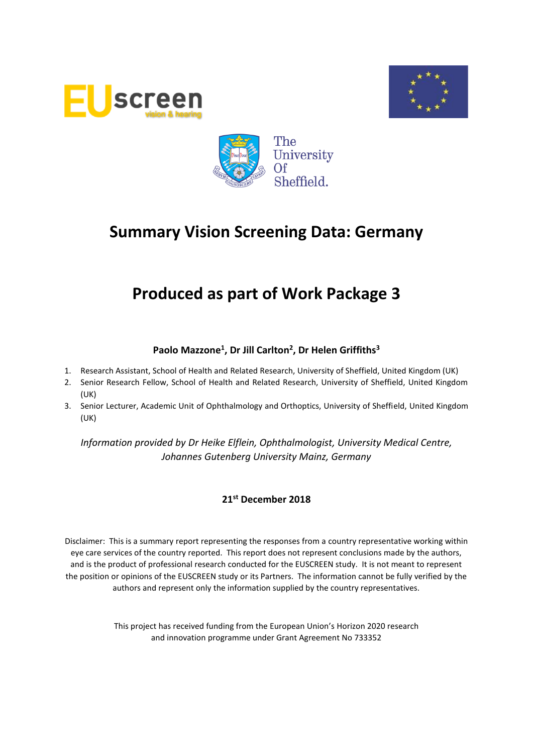# Summary Vision Screening Data: Germany

# Produced as part of Work Package 3

**Paolo Mazzone[1], Dr Jill Carlton[2], Dr Helen Griffiths[3]**

1. Research Assistant, School of Health and Related Research, University of Sheffield, United Kingdom (UK)
2. Senior Research Fellow, School of Health and Related Research, University of Sheffield, United Kingdom (UK)
3. Senior Lecturer, Academic Unit of Ophthalmology and Orthoptics, University of Sheffield, United Kingdom (UK)

*Information provided by Dr Heike Elflein, Ophthalmologist, University Medical Centre, Johannes Gutenberg University Mainz, Germany*

**21st December 2018**

Disclaimer: This is a summary report representing the responses from a country representative working within eye care services of the country reported. This report does not represent conclusions made by the authors, and is the product of professional research conducted for the EUSCREEN study. It is not meant to represent the position or opinions of the EUSCREEN study or its Partners. The information cannot be fully verified by the authors and represent only the information supplied by the country representatives.

This project has received funding from the European Union's Horizon 2020 research and innovation programme under Grant Agreement No 733352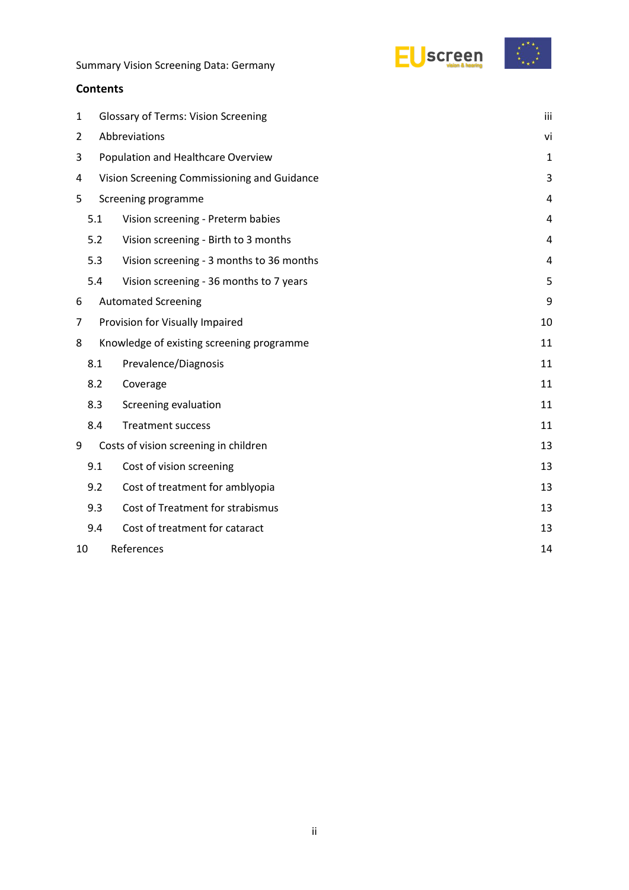## Contents

| | | |
|---|---|---|
| 1 | Glossary of Terms: Vision Screening | iii |
| 2 | Abbreviations | vi |
| 3 | Population and Healthcare Overview | 1 |
| 4 | Vision Screening Commissioning and Guidance | 3 |
| 5 | Screening programme | 4 |
| 5.1 | Vision screening - Preterm babies | 4 |
| 5.2 | Vision screening - Birth to 3 months | 4 |
| 5.3 | Vision screening - 3 months to 36 months | 4 |
| 5.4 | Vision screening - 36 months to 7 years | 5 |
| 6 | Automated Screening | 9 |
| 7 | Provision for Visually Impaired | 10 |
| 8 | Knowledge of existing screening programme | 11 |
| 8.1 | Prevalence/Diagnosis | 11 |
| 8.2 | Coverage | 11 |
| 8.3 | Screening evaluation | 11 |
| 8.4 | Treatment success | 11 |
| 9 | Costs of vision screening in children | 13 |
| 9.1 | Cost of vision screening | 13 |
| 9.2 | Cost of treatment for amblyopia | 13 |
| 9.3 | Cost of Treatment for strabismus | 13 |
| 9.4 | Cost of treatment for cataract | 13 |
| 10 | References | 14 |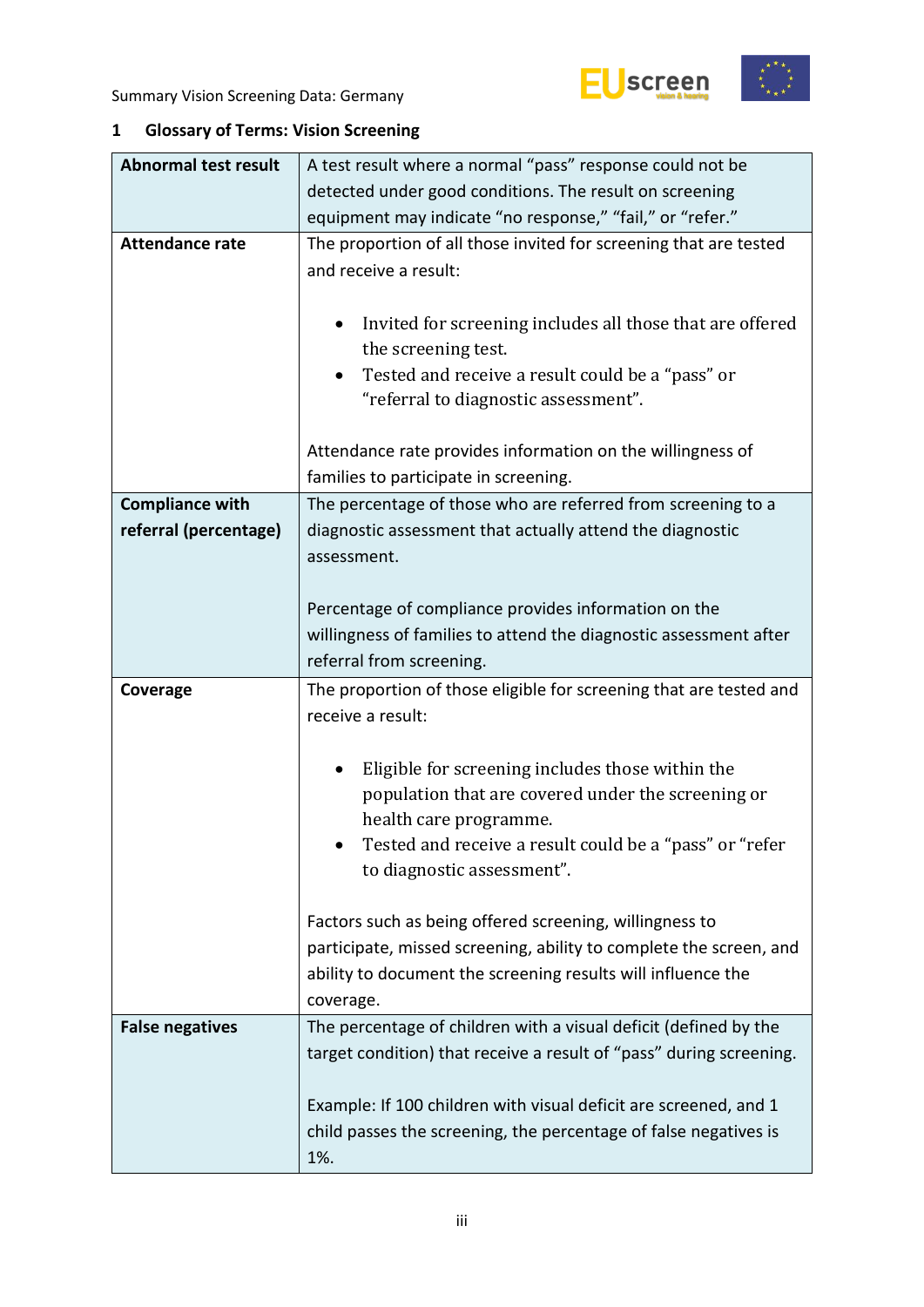## 1 Glossary of Terms: Vision Screening

| | |
|---|---|
| **Abnormal test result** | A test result where a normal "pass" response could not be detected under good conditions. The result on screening equipment may indicate "no response," "fail," or "refer." |
| **Attendance rate** | The proportion of all those invited for screening that are tested and receive a result:<br><br>• Invited for screening includes all those that are offered the screening test.<br>• Tested and receive a result could be a "pass" or "referral to diagnostic assessment".<br><br>Attendance rate provides information on the willingness of families to participate in screening. |
| **Compliance with referral (percentage)** | The percentage of those who are referred from screening to a diagnostic assessment that actually attend the diagnostic assessment.<br><br>Percentage of compliance provides information on the willingness of families to attend the diagnostic assessment after referral from screening. |
| **Coverage** | The proportion of those eligible for screening that are tested and receive a result:<br><br>• Eligible for screening includes those within the population that are covered under the screening or health care programme.<br>• Tested and receive a result could be a "pass" or "refer to diagnostic assessment".<br><br>Factors such as being offered screening, willingness to participate, missed screening, ability to complete the screen, and ability to document the screening results will influence the coverage. |
| **False negatives** | The percentage of children with a visual deficit (defined by the target condition) that receive a result of "pass" during screening.<br><br>Example: If 100 children with visual deficit are screened, and 1 child passes the screening, the percentage of false negatives is 1%. |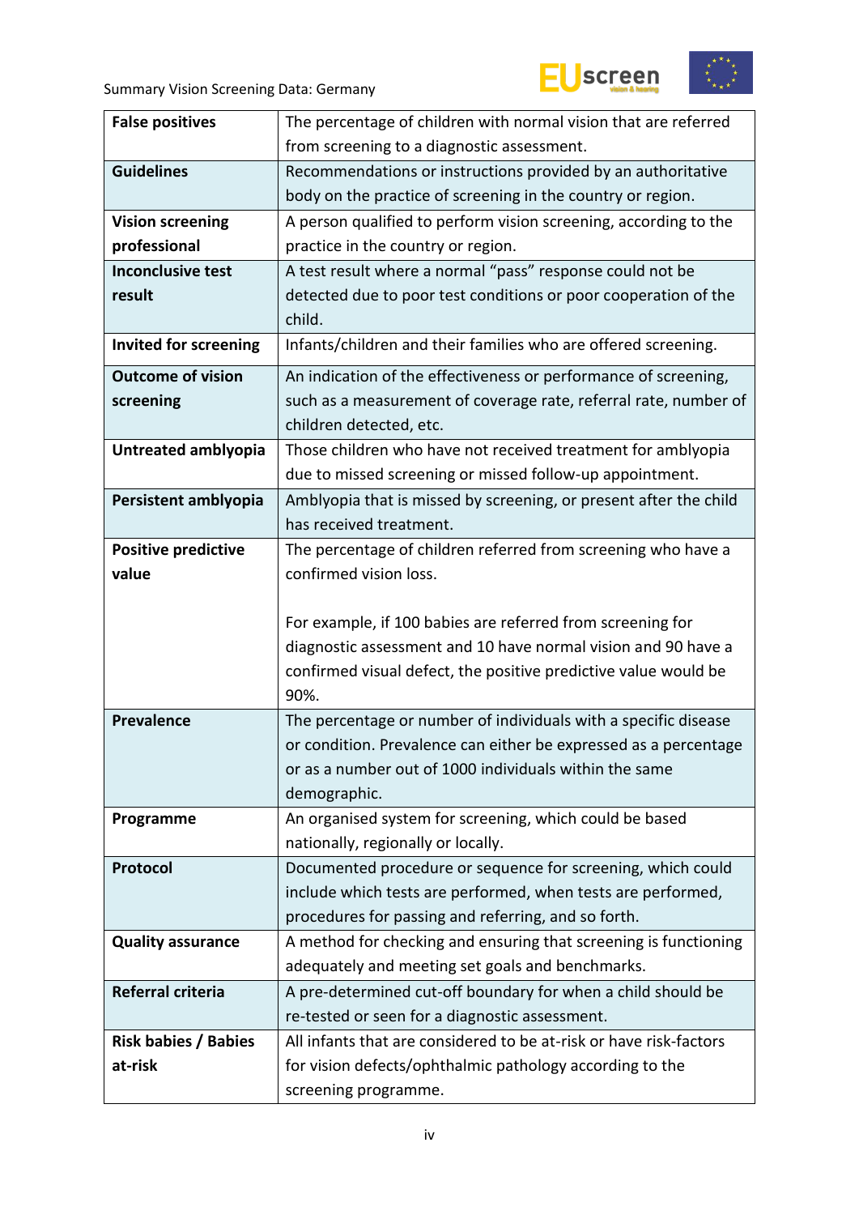| | |
|---|---|
| **False positives** | The percentage of children with normal vision that are referred from screening to a diagnostic assessment. |
| **Guidelines** | Recommendations or instructions provided by an authoritative body on the practice of screening in the country or region. |
| **Vision screening professional** | A person qualified to perform vision screening, according to the practice in the country or region. |
| **Inconclusive test result** | A test result where a normal "pass" response could not be detected due to poor test conditions or poor cooperation of the child. |
| **Invited for screening** | Infants/children and their families who are offered screening. |
| **Outcome of vision screening** | An indication of the effectiveness or performance of screening, such as a measurement of coverage rate, referral rate, number of children detected, etc. |
| **Untreated amblyopia** | Those children who have not received treatment for amblyopia due to missed screening or missed follow-up appointment. |
| **Persistent amblyopia** | Amblyopia that is missed by screening, or present after the child has received treatment. |
| **Positive predictive value** | The percentage of children referred from screening who have a confirmed vision loss.<br><br>For example, if 100 babies are referred from screening for diagnostic assessment and 10 have normal vision and 90 have a confirmed visual defect, the positive predictive value would be 90%. |
| **Prevalence** | The percentage or number of individuals with a specific disease or condition. Prevalence can either be expressed as a percentage or as a number out of 1000 individuals within the same demographic. |
| **Programme** | An organised system for screening, which could be based nationally, regionally or locally. |
| **Protocol** | Documented procedure or sequence for screening, which could include which tests are performed, when tests are performed, procedures for passing and referring, and so forth. |
| **Quality assurance** | A method for checking and ensuring that screening is functioning adequately and meeting set goals and benchmarks. |
| **Referral criteria** | A pre-determined cut-off boundary for when a child should be re-tested or seen for a diagnostic assessment. |
| **Risk babies / Babies at-risk** | All infants that are considered to be at-risk or have risk-factors for vision defects/ophthalmic pathology according to the screening programme. |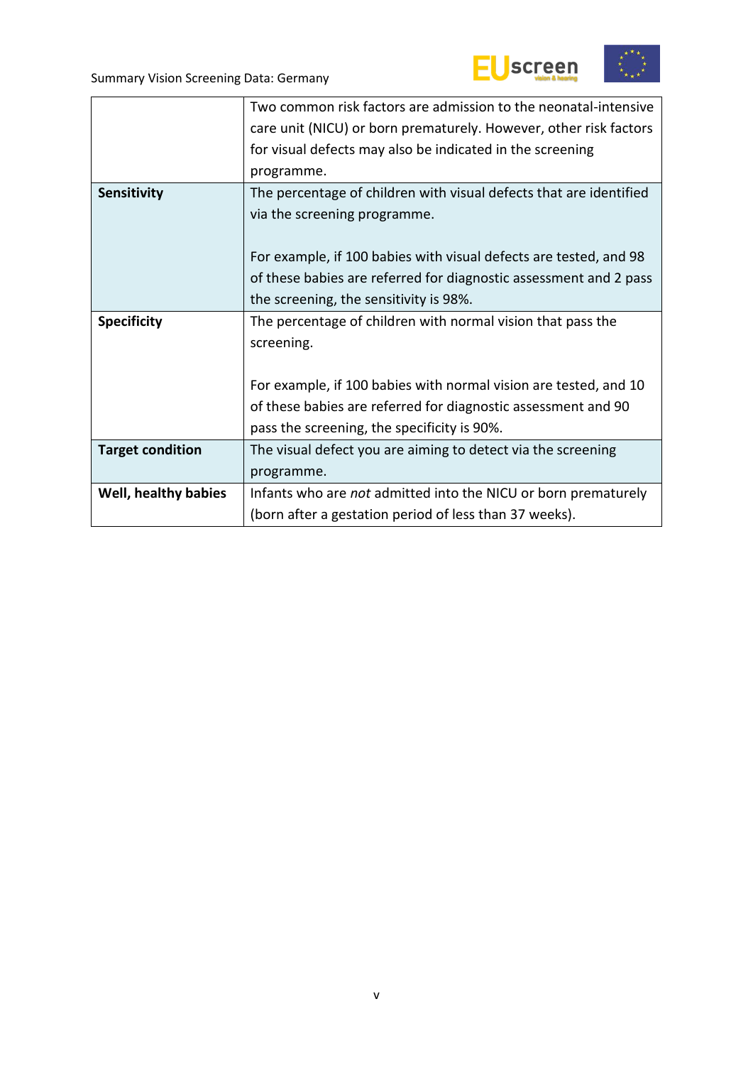| | |
|---|---|
| | Two common risk factors are admission to the neonatal-intensive care unit (NICU) or born prematurely. However, other risk factors for visual defects may also be indicated in the screening programme. |
| **Sensitivity** | The percentage of children with visual defects that are identified via the screening programme.<br><br>For example, if 100 babies with visual defects are tested, and 98 of these babies are referred for diagnostic assessment and 2 pass the screening, the sensitivity is 98%. |
| **Specificity** | The percentage of children with normal vision that pass the screening.<br><br>For example, if 100 babies with normal vision are tested, and 10 of these babies are referred for diagnostic assessment and 90 pass the screening, the specificity is 90%. |
| **Target condition** | The visual defect you are aiming to detect via the screening programme. |
| **Well, healthy babies** | Infants who are *not* admitted into the NICU or born prematurely (born after a gestation period of less than 37 weeks). |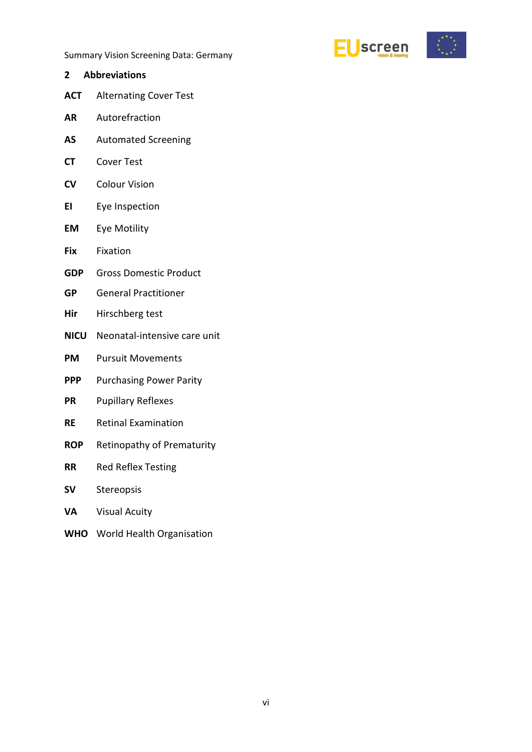## 2 Abbreviations

**ACT** Alternating Cover Test

**AR** Autorefraction

**AS** Automated Screening

**CT** Cover Test

**CV** Colour Vision

**EI** Eye Inspection

**EM** Eye Motility

**Fix** Fixation

**GDP** Gross Domestic Product

**GP** General Practitioner

**Hir** Hirschberg test

**NICU** Neonatal-intensive care unit

**PM** Pursuit Movements

**PPP** Purchasing Power Parity

**PR** Pupillary Reflexes

**RE** Retinal Examination

**ROP** Retinopathy of Prematurity

**RR** Red Reflex Testing

**SV** Stereopsis

**VA** Visual Acuity

**WHO** World Health Organisation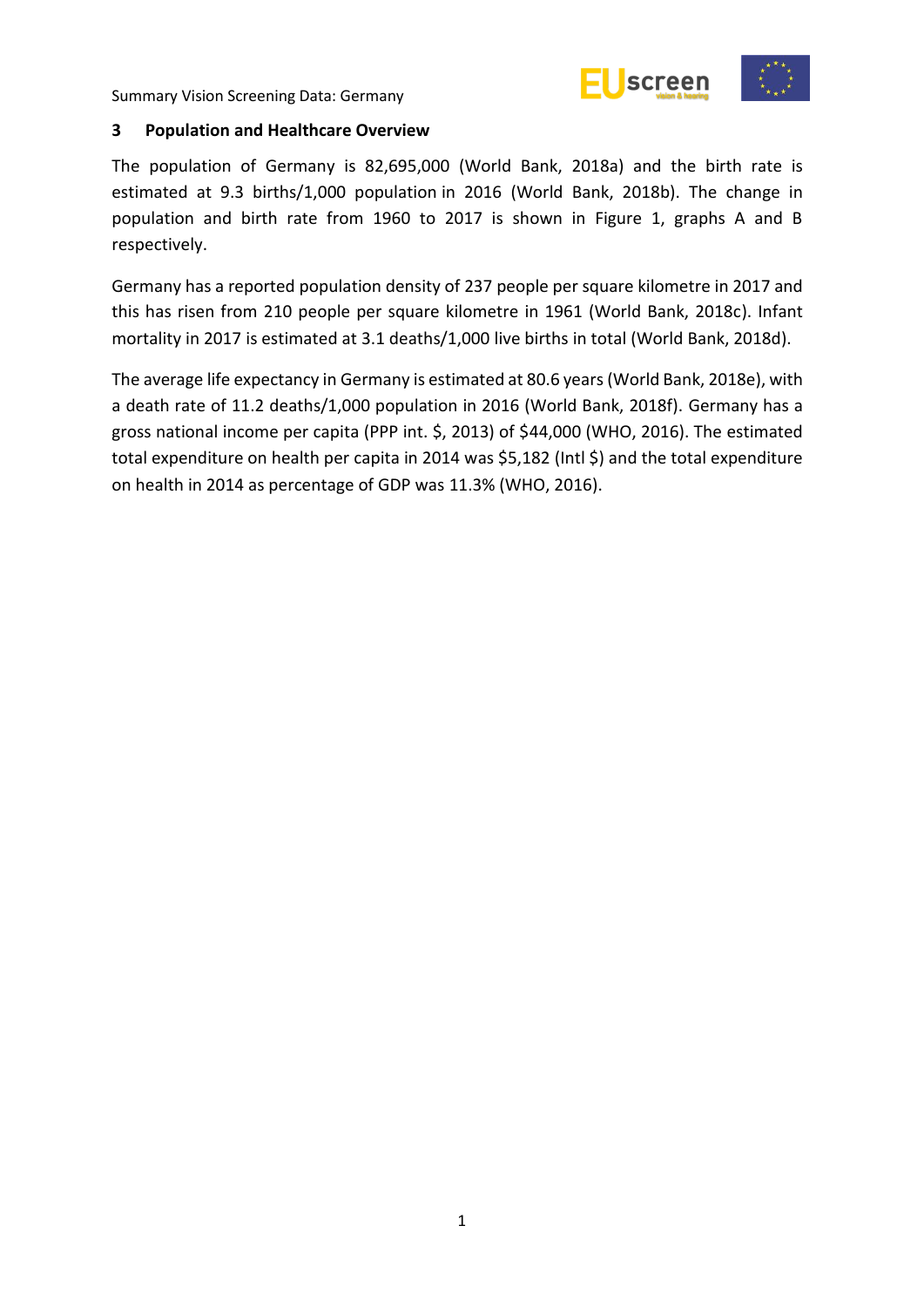## 3 Population and Healthcare Overview

The population of Germany is 82,695,000 (World Bank, 2018a) and the birth rate is estimated at 9.3 births/1,000 population in 2016 (World Bank, 2018b). The change in population and birth rate from 1960 to 2017 is shown in Figure 1, graphs A and B respectively.

Germany has a reported population density of 237 people per square kilometre in 2017 and this has risen from 210 people per square kilometre in 1961 (World Bank, 2018c). Infant mortality in 2017 is estimated at 3.1 deaths/1,000 live births in total (World Bank, 2018d).

The average life expectancy in Germany is estimated at 80.6 years (World Bank, 2018e), with a death rate of 11.2 deaths/1,000 population in 2016 (World Bank, 2018f). Germany has a gross national income per capita (PPP int. $, 2013) of $44,000 (WHO, 2016). The estimated total expenditure on health per capita in 2014 was $5,182 (Intl $) and the total expenditure on health in 2014 as percentage of GDP was 11.3% (WHO, 2016).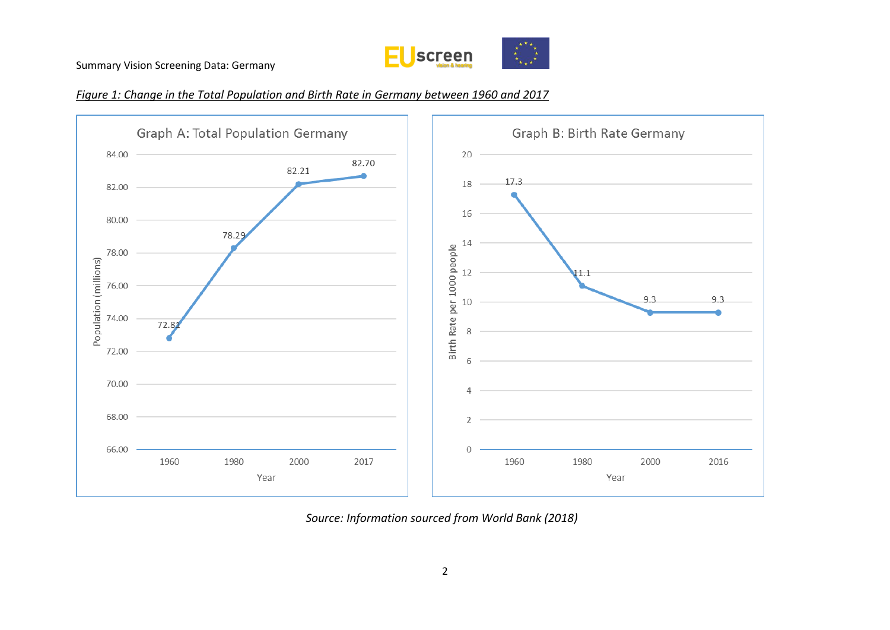*Figure 1: Change in the Total Population and Birth Rate in Germany between 1960 and 2017*

**Graph A: Total Population Germany**

| Year | Population (millions) |
|---|---|
| 1960 | 72.81 |
| 1980 | 78.29 |
| 2000 | 82.21 |
| 2017 | 82.70 |

**Graph B: Birth Rate Germany**

| Year | Birth Rate per 1000 people |
|---|---|
| 1960 | 17.3 |
| 1980 | 11.1 |
| 2000 | 9.3 |
| 2016 | 9.3 |

*Source: Information sourced from World Bank (2018)*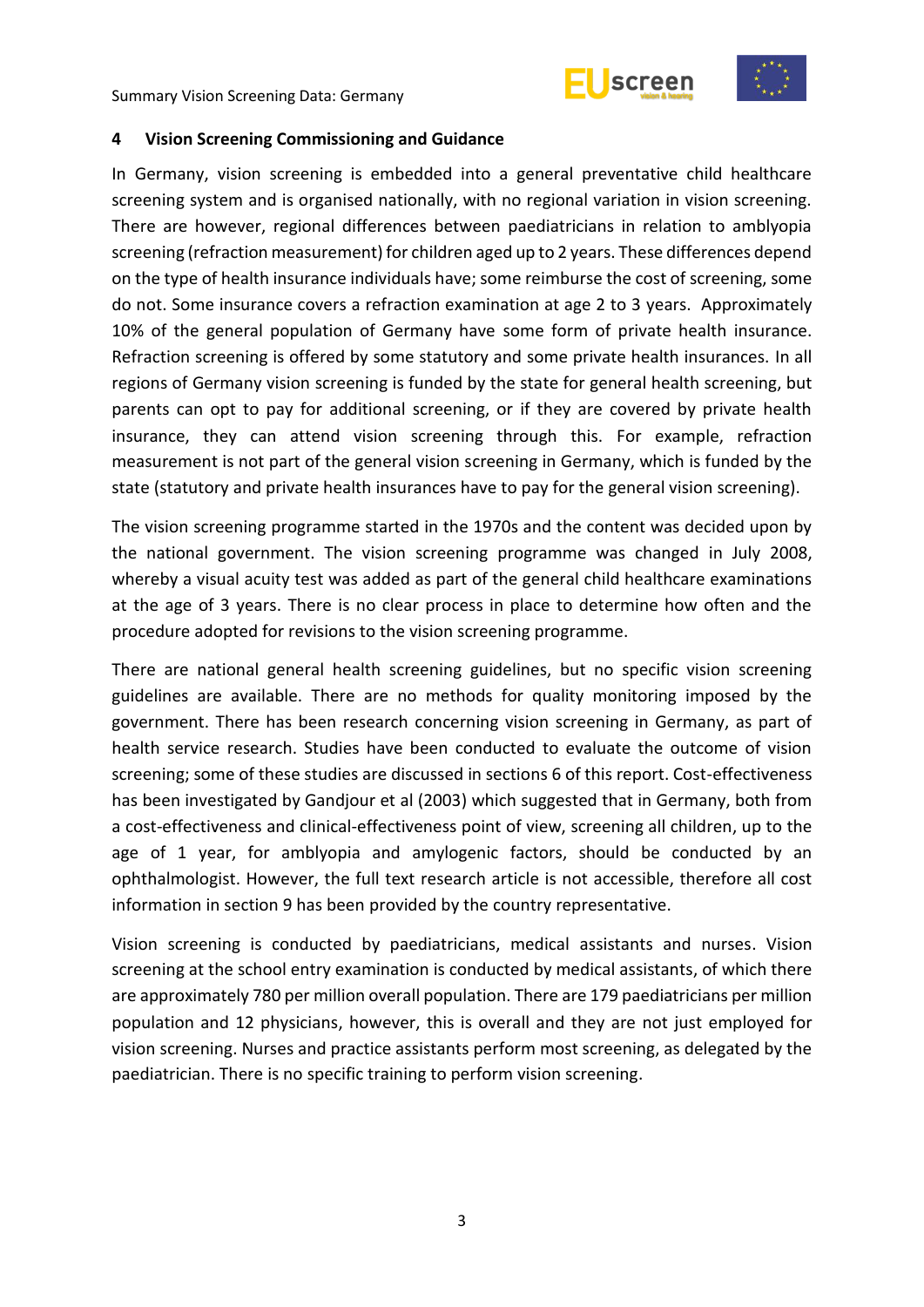## 4 Vision Screening Commissioning and Guidance

In Germany, vision screening is embedded into a general preventative child healthcare screening system and is organised nationally, with no regional variation in vision screening. There are however, regional differences between paediatricians in relation to amblyopia screening (refraction measurement) for children aged up to 2 years. These differences depend on the type of health insurance individuals have; some reimburse the cost of screening, some do not. Some insurance covers a refraction examination at age 2 to 3 years. Approximately 10% of the general population of Germany have some form of private health insurance. Refraction screening is offered by some statutory and some private health insurances. In all regions of Germany vision screening is funded by the state for general health screening, but parents can opt to pay for additional screening, or if they are covered by private health insurance, they can attend vision screening through this. For example, refraction measurement is not part of the general vision screening in Germany, which is funded by the state (statutory and private health insurances have to pay for the general vision screening).

The vision screening programme started in the 1970s and the content was decided upon by the national government. The vision screening programme was changed in July 2008, whereby a visual acuity test was added as part of the general child healthcare examinations at the age of 3 years. There is no clear process in place to determine how often and the procedure adopted for revisions to the vision screening programme.

There are national general health screening guidelines, but no specific vision screening guidelines are available. There are no methods for quality monitoring imposed by the government. There has been research concerning vision screening in Germany, as part of health service research. Studies have been conducted to evaluate the outcome of vision screening; some of these studies are discussed in sections 6 of this report. Cost-effectiveness has been investigated by Gandjour et al (2003) which suggested that in Germany, both from a cost-effectiveness and clinical-effectiveness point of view, screening all children, up to the age of 1 year, for amblyopia and amylogenic factors, should be conducted by an ophthalmologist. However, the full text research article is not accessible, therefore all cost information in section 9 has been provided by the country representative.

Vision screening is conducted by paediatricians, medical assistants and nurses. Vision screening at the school entry examination is conducted by medical assistants, of which there are approximately 780 per million overall population. There are 179 paediatricians per million population and 12 physicians, however, this is overall and they are not just employed for vision screening. Nurses and practice assistants perform most screening, as delegated by the paediatrician. There is no specific training to perform vision screening.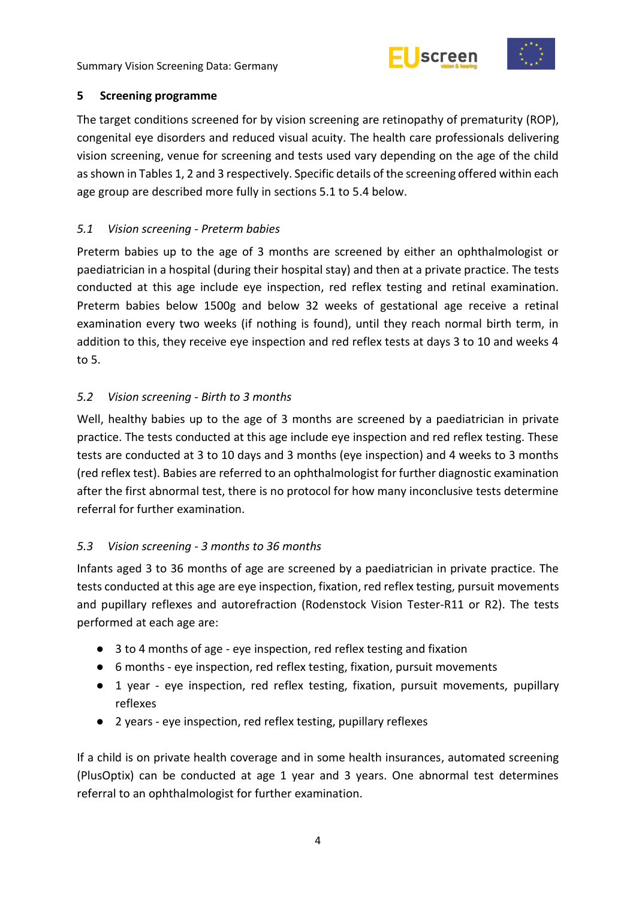## 5 Screening programme

The target conditions screened for by vision screening are retinopathy of prematurity (ROP), congenital eye disorders and reduced visual acuity. The health care professionals delivering vision screening, venue for screening and tests used vary depending on the age of the child as shown in Tables 1, 2 and 3 respectively. Specific details of the screening offered within each age group are described more fully in sections 5.1 to 5.4 below.

### *5.1 Vision screening - Preterm babies*

Preterm babies up to the age of 3 months are screened by either an ophthalmologist or paediatrician in a hospital (during their hospital stay) and then at a private practice. The tests conducted at this age include eye inspection, red reflex testing and retinal examination. Preterm babies below 1500g and below 32 weeks of gestational age receive a retinal examination every two weeks (if nothing is found), until they reach normal birth term, in addition to this, they receive eye inspection and red reflex tests at days 3 to 10 and weeks 4 to 5.

### *5.2 Vision screening - Birth to 3 months*

Well, healthy babies up to the age of 3 months are screened by a paediatrician in private practice. The tests conducted at this age include eye inspection and red reflex testing. These tests are conducted at 3 to 10 days and 3 months (eye inspection) and 4 weeks to 3 months (red reflex test). Babies are referred to an ophthalmologist for further diagnostic examination after the first abnormal test, there is no protocol for how many inconclusive tests determine referral for further examination.

### *5.3 Vision screening - 3 months to 36 months*

Infants aged 3 to 36 months of age are screened by a paediatrician in private practice. The tests conducted at this age are eye inspection, fixation, red reflex testing, pursuit movements and pupillary reflexes and autorefraction (Rodenstock Vision Tester-R11 or R2). The tests performed at each age are:

- 3 to 4 months of age - eye inspection, red reflex testing and fixation
- 6 months - eye inspection, red reflex testing, fixation, pursuit movements
- 1 year - eye inspection, red reflex testing, fixation, pursuit movements, pupillary reflexes
- 2 years - eye inspection, red reflex testing, pupillary reflexes

If a child is on private health coverage and in some health insurances, automated screening (PlusOptix) can be conducted at age 1 year and 3 years. One abnormal test determines referral to an ophthalmologist for further examination.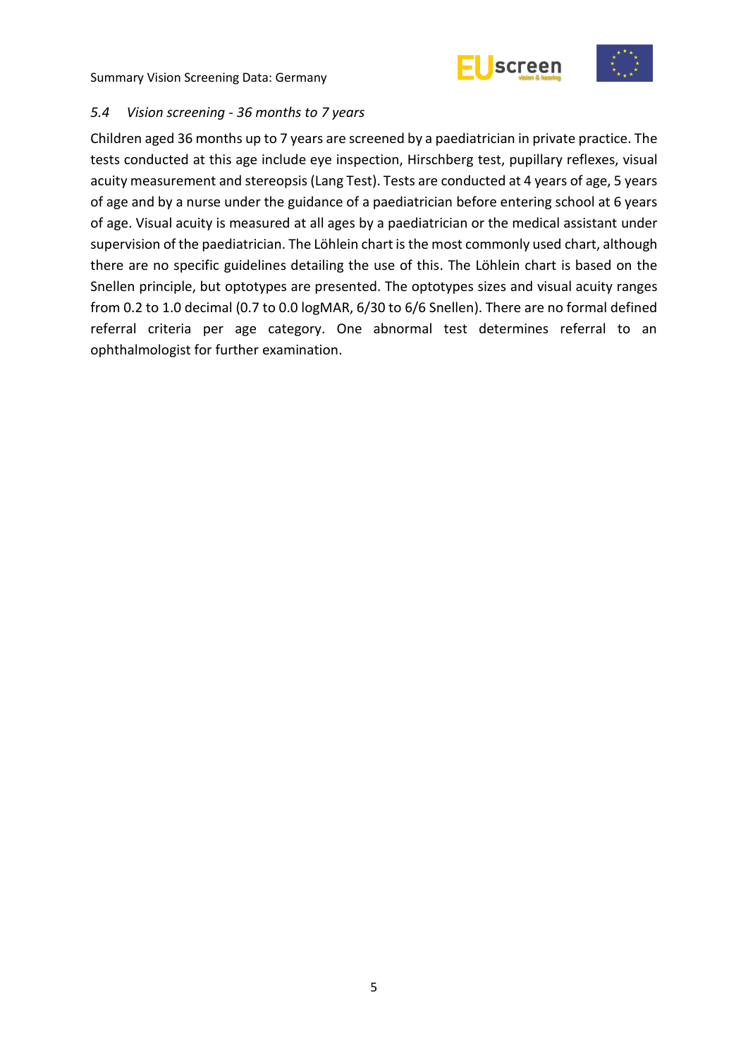### *5.4 Vision screening - 36 months to 7 years*

Children aged 36 months up to 7 years are screened by a paediatrician in private practice. The tests conducted at this age include eye inspection, Hirschberg test, pupillary reflexes, visual acuity measurement and stereopsis (Lang Test). Tests are conducted at 4 years of age, 5 years of age and by a nurse under the guidance of a paediatrician before entering school at 6 years of age. Visual acuity is measured at all ages by a paediatrician or the medical assistant under supervision of the paediatrician. The Löhlein chart is the most commonly used chart, although there are no specific guidelines detailing the use of this. The Löhlein chart is based on the Snellen principle, but optotypes are presented. The optotypes sizes and visual acuity ranges from 0.2 to 1.0 decimal (0.7 to 0.0 logMAR, 6/30 to 6/6 Snellen). There are no formal defined referral criteria per age category. One abnormal test determines referral to an ophthalmologist for further examination.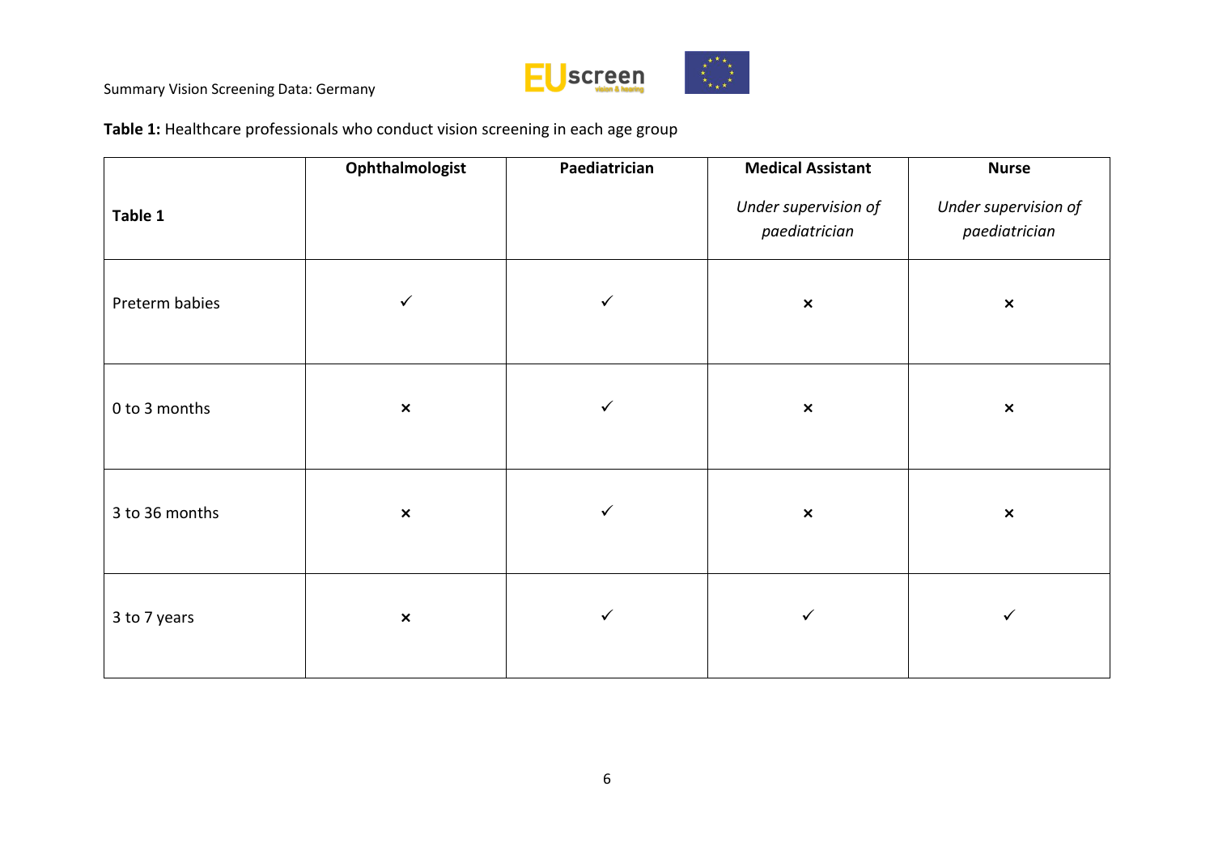**Table 1:** Healthcare professionals who conduct vision screening in each age group

| Table 1 | Ophthalmologist | Paediatrician | Medical Assistant<br>*Under supervision of paediatrician* | Nurse<br>*Under supervision of paediatrician* |
|---|---|---|---|---|
| Preterm babies | ✓ | ✓ | × | × |
| 0 to 3 months | × | ✓ | × | × |
| 3 to 36 months | × | ✓ | × | × |
| 3 to 7 years | × | ✓ | ✓ | ✓ |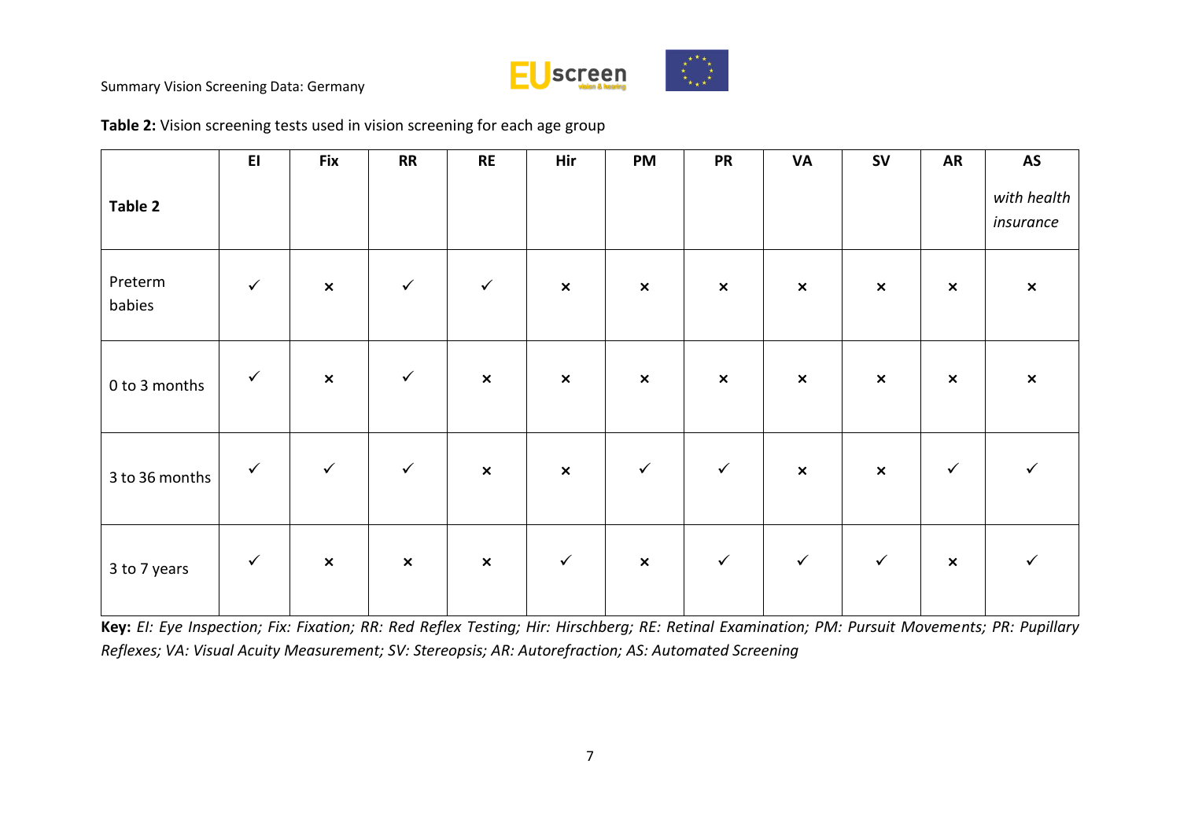**Table 2:** Vision screening tests used in vision screening for each age group

| Table 2 | EI | Fix | RR | RE | Hir | PM | PR | VA | SV | AR | AS *with health insurance* |
|---|---|---|---|---|---|---|---|---|---|---|---|
| Preterm babies | ✓ | × | ✓ | ✓ | × | × | × | × | × | × | × |
| 0 to 3 months | ✓ | × | ✓ | × | × | × | × | × | × | × | × |
| 3 to 36 months | ✓ | ✓ | ✓ | × | × | ✓ | ✓ | × | × | ✓ | ✓ |
| 3 to 7 years | ✓ | × | × | × | ✓ | × | ✓ | ✓ | ✓ | × | ✓ |

**Key:** *EI: Eye Inspection; Fix: Fixation; RR: Red Reflex Testing; Hir: Hirschberg; RE: Retinal Examination; PM: Pursuit Movements; PR: Pupillary Reflexes; VA: Visual Acuity Measurement; SV: Stereopsis; AR: Autorefraction; AS: Automated Screening*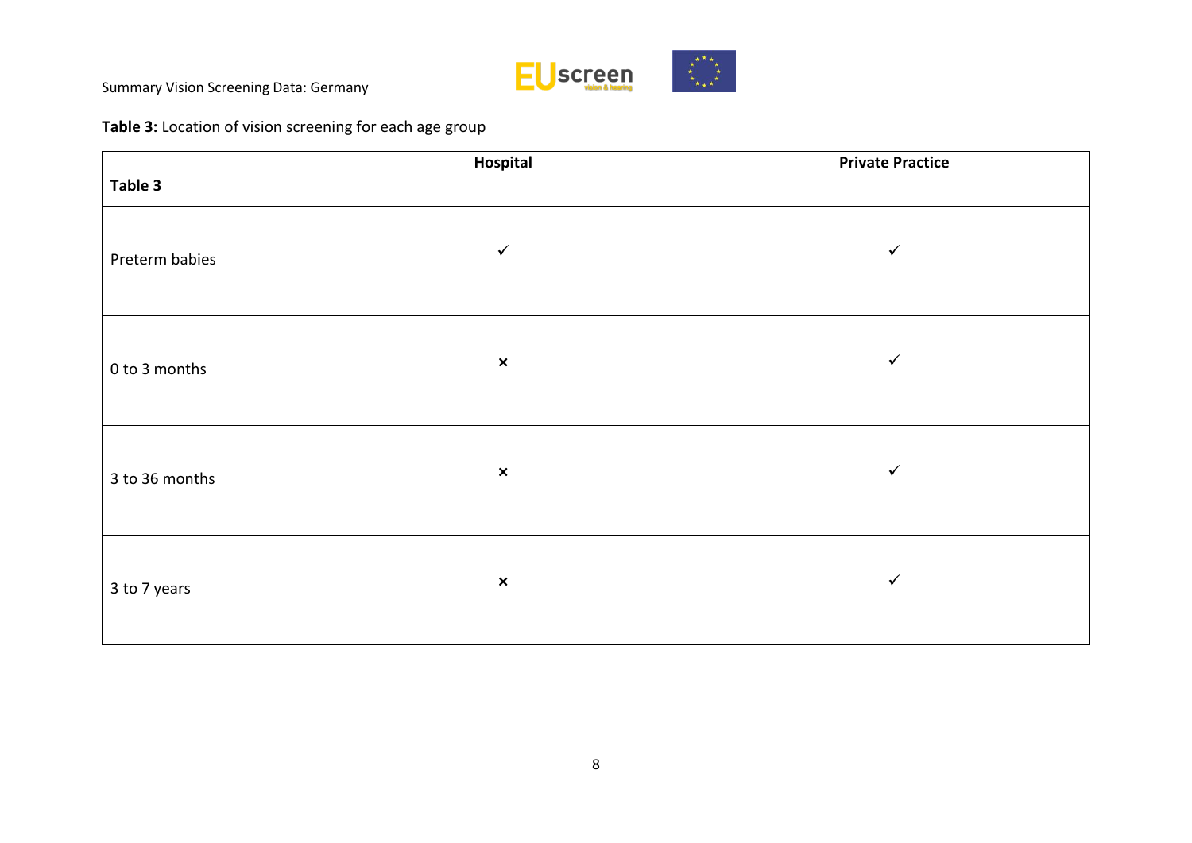**Table 3:** Location of vision screening for each age group

| Table 3 | Hospital | Private Practice |
|---|---|---|
| Preterm babies | ✓ | ✓ |
| 0 to 3 months | × | ✓ |
| 3 to 36 months | × | ✓ |
| 3 to 7 years | × | ✓ |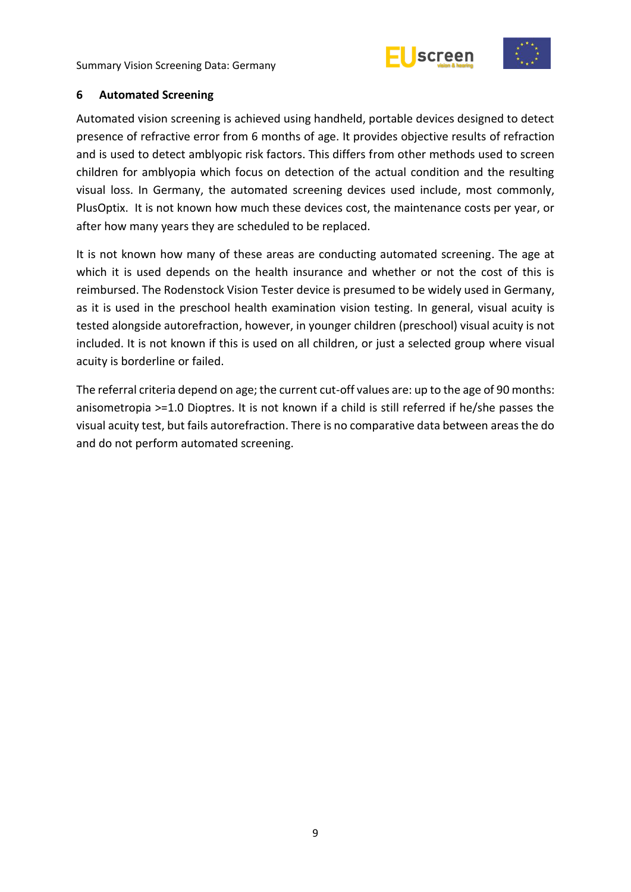## 6 Automated Screening

Automated vision screening is achieved using handheld, portable devices designed to detect presence of refractive error from 6 months of age. It provides objective results of refraction and is used to detect amblyopic risk factors. This differs from other methods used to screen children for amblyopia which focus on detection of the actual condition and the resulting visual loss. In Germany, the automated screening devices used include, most commonly, PlusOptix. It is not known how much these devices cost, the maintenance costs per year, or after how many years they are scheduled to be replaced.

It is not known how many of these areas are conducting automated screening. The age at which it is used depends on the health insurance and whether or not the cost of this is reimbursed. The Rodenstock Vision Tester device is presumed to be widely used in Germany, as it is used in the preschool health examination vision testing. In general, visual acuity is tested alongside autorefraction, however, in younger children (preschool) visual acuity is not included. It is not known if this is used on all children, or just a selected group where visual acuity is borderline or failed.

The referral criteria depend on age; the current cut-off values are: up to the age of 90 months: anisometropia >=1.0 Dioptres. It is not known if a child is still referred if he/she passes the visual acuity test, but fails autorefraction. There is no comparative data between areas the do and do not perform automated screening.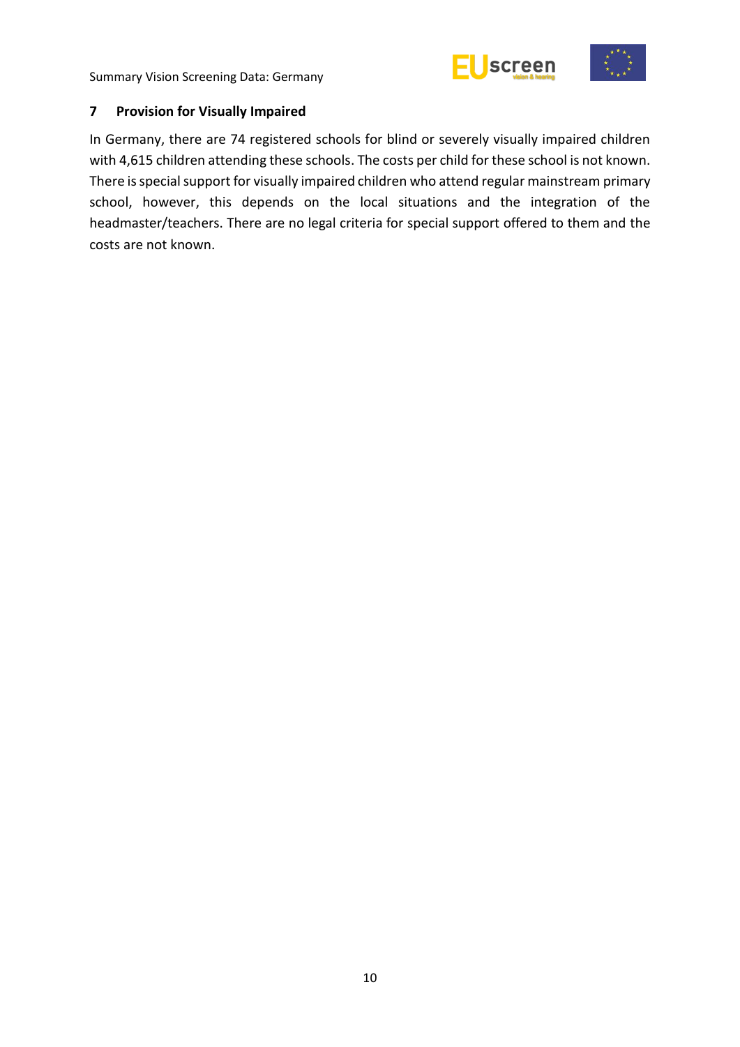## 7 Provision for Visually Impaired

In Germany, there are 74 registered schools for blind or severely visually impaired children with 4,615 children attending these schools. The costs per child for these school is not known. There is special support for visually impaired children who attend regular mainstream primary school, however, this depends on the local situations and the integration of the headmaster/teachers. There are no legal criteria for special support offered to them and the costs are not known.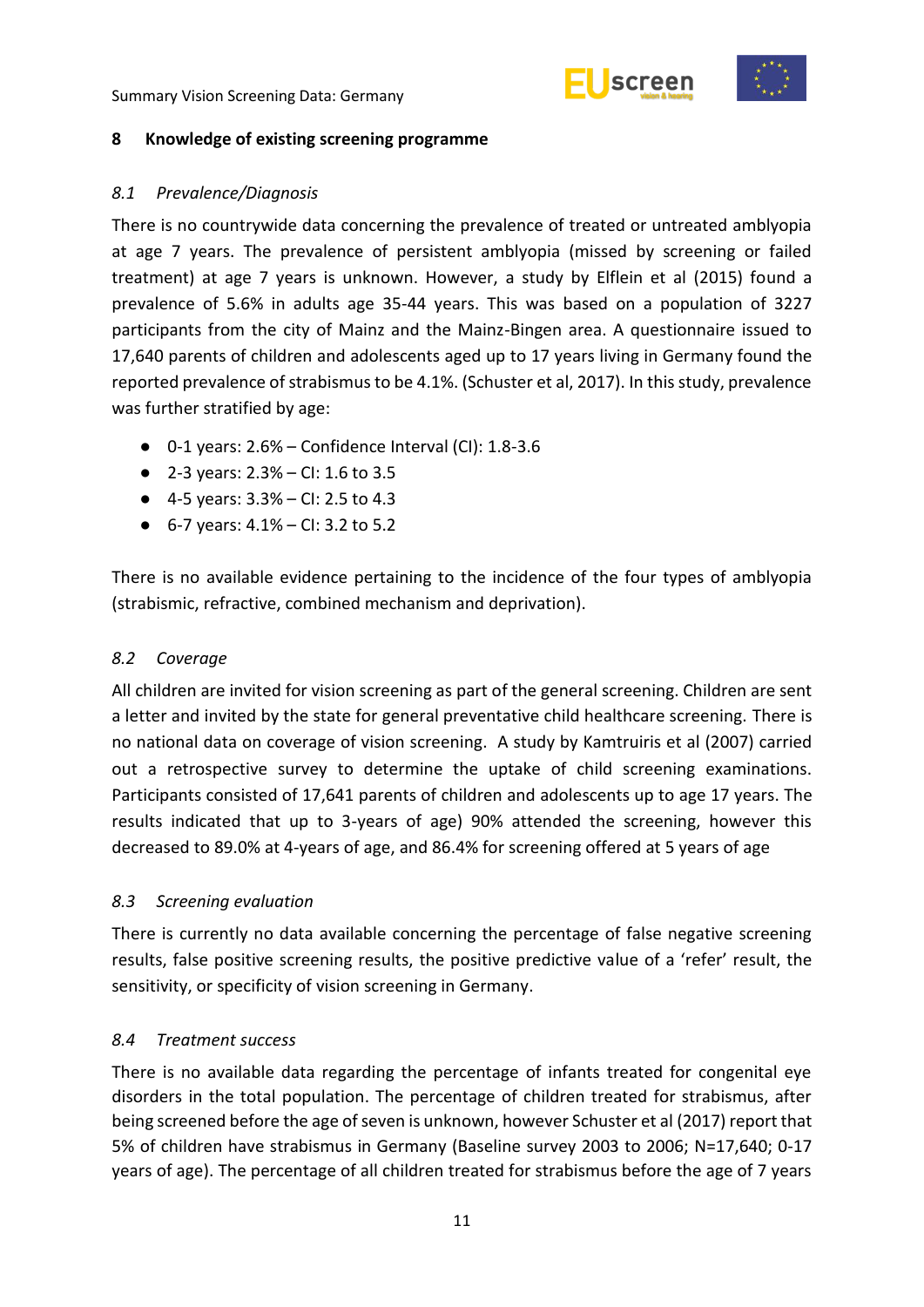## 8 Knowledge of existing screening programme

### *8.1 Prevalence/Diagnosis*

There is no countrywide data concerning the prevalence of treated or untreated amblyopia at age 7 years. The prevalence of persistent amblyopia (missed by screening or failed treatment) at age 7 years is unknown. However, a study by Elflein et al (2015) found a prevalence of 5.6% in adults age 35-44 years. This was based on a population of 3227 participants from the city of Mainz and the Mainz-Bingen area. A questionnaire issued to 17,640 parents of children and adolescents aged up to 17 years living in Germany found the reported prevalence of strabismus to be 4.1%. (Schuster et al, 2017). In this study, prevalence was further stratified by age:

- 0-1 years: 2.6% – Confidence Interval (CI): 1.8-3.6
- 2-3 years: 2.3% – CI: 1.6 to 3.5
- 4-5 years: 3.3% – CI: 2.5 to 4.3
- 6-7 years: 4.1% – CI: 3.2 to 5.2

There is no available evidence pertaining to the incidence of the four types of amblyopia (strabismic, refractive, combined mechanism and deprivation).

### *8.2 Coverage*

All children are invited for vision screening as part of the general screening. Children are sent a letter and invited by the state for general preventative child healthcare screening. There is no national data on coverage of vision screening. A study by Kamtruiris et al (2007) carried out a retrospective survey to determine the uptake of child screening examinations. Participants consisted of 17,641 parents of children and adolescents up to age 17 years. The results indicated that up to 3-years of age) 90% attended the screening, however this decreased to 89.0% at 4-years of age, and 86.4% for screening offered at 5 years of age

### *8.3 Screening evaluation*

There is currently no data available concerning the percentage of false negative screening results, false positive screening results, the positive predictive value of a 'refer' result, the sensitivity, or specificity of vision screening in Germany.

### *8.4 Treatment success*

There is no available data regarding the percentage of infants treated for congenital eye disorders in the total population. The percentage of children treated for strabismus, after being screened before the age of seven is unknown, however Schuster et al (2017) report that 5% of children have strabismus in Germany (Baseline survey 2003 to 2006; N=17,640; 0-17 years of age). The percentage of all children treated for strabismus before the age of 7 years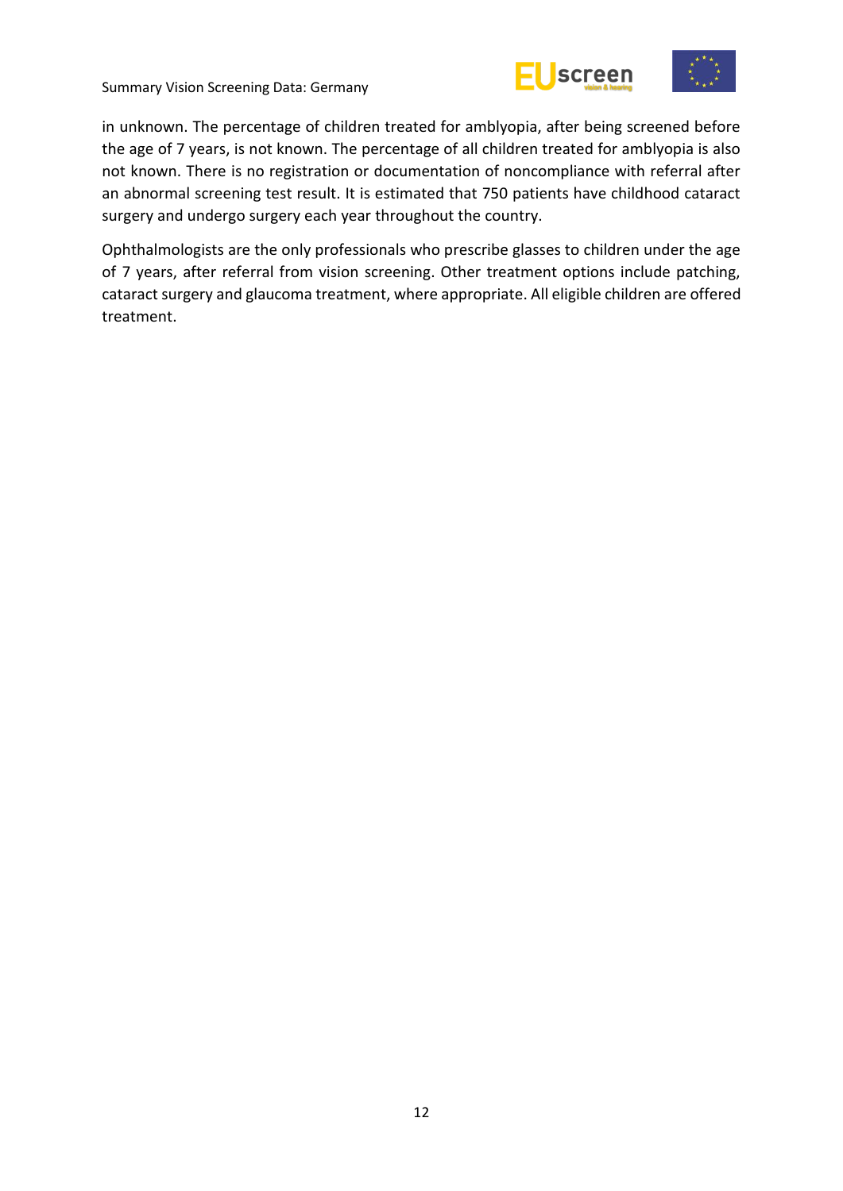in unknown. The percentage of children treated for amblyopia, after being screened before the age of 7 years, is not known. The percentage of all children treated for amblyopia is also not known. There is no registration or documentation of noncompliance with referral after an abnormal screening test result. It is estimated that 750 patients have childhood cataract surgery and undergo surgery each year throughout the country.

Ophthalmologists are the only professionals who prescribe glasses to children under the age of 7 years, after referral from vision screening. Other treatment options include patching, cataract surgery and glaucoma treatment, where appropriate. All eligible children are offered treatment.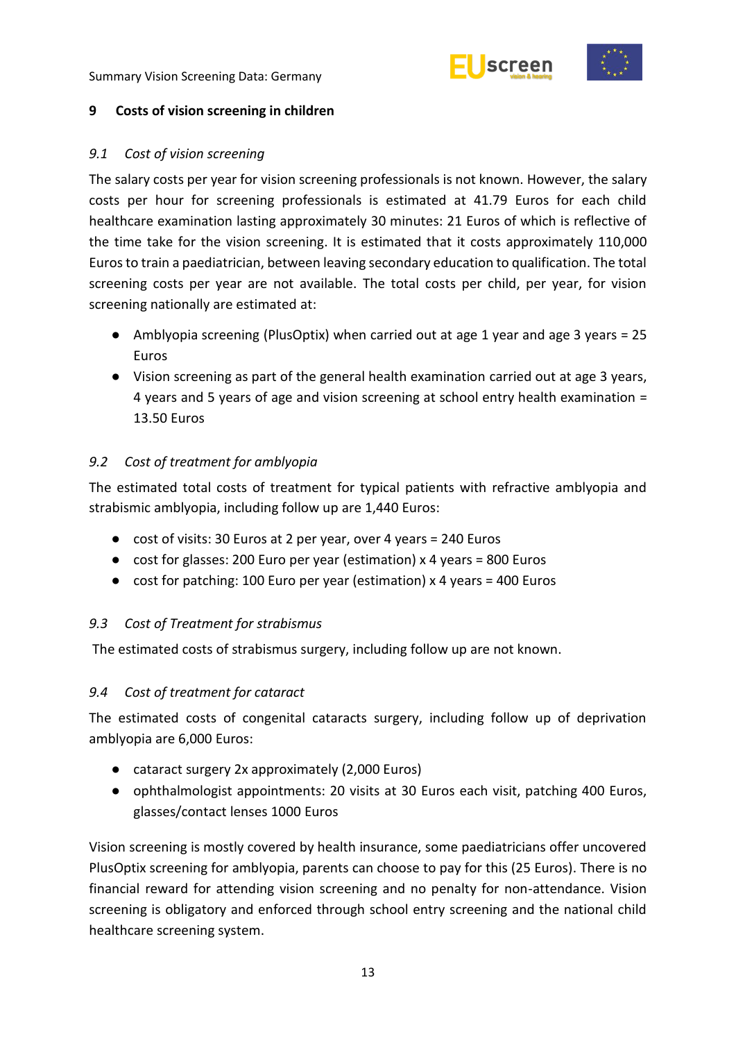## 9 Costs of vision screening in children

### *9.1 Cost of vision screening*

The salary costs per year for vision screening professionals is not known. However, the salary costs per hour for screening professionals is estimated at 41.79 Euros for each child healthcare examination lasting approximately 30 minutes: 21 Euros of which is reflective of the time take for the vision screening. It is estimated that it costs approximately 110,000 Euros to train a paediatrician, between leaving secondary education to qualification. The total screening costs per year are not available. The total costs per child, per year, for vision screening nationally are estimated at:

- Amblyopia screening (PlusOptix) when carried out at age 1 year and age 3 years = 25 Euros
- Vision screening as part of the general health examination carried out at age 3 years, 4 years and 5 years of age and vision screening at school entry health examination = 13.50 Euros

### *9.2 Cost of treatment for amblyopia*

The estimated total costs of treatment for typical patients with refractive amblyopia and strabismic amblyopia, including follow up are 1,440 Euros:

- cost of visits: 30 Euros at 2 per year, over 4 years = 240 Euros
- cost for glasses: 200 Euro per year (estimation) x 4 years = 800 Euros
- cost for patching: 100 Euro per year (estimation) x 4 years = 400 Euros

### *9.3 Cost of Treatment for strabismus*

The estimated costs of strabismus surgery, including follow up are not known.

### *9.4 Cost of treatment for cataract*

The estimated costs of congenital cataracts surgery, including follow up of deprivation amblyopia are 6,000 Euros:

- cataract surgery 2x approximately (2,000 Euros)
- ophthalmologist appointments: 20 visits at 30 Euros each visit, patching 400 Euros, glasses/contact lenses 1000 Euros

Vision screening is mostly covered by health insurance, some paediatricians offer uncovered PlusOptix screening for amblyopia, parents can choose to pay for this (25 Euros). There is no financial reward for attending vision screening and no penalty for non-attendance. Vision screening is obligatory and enforced through school entry screening and the national child healthcare screening system.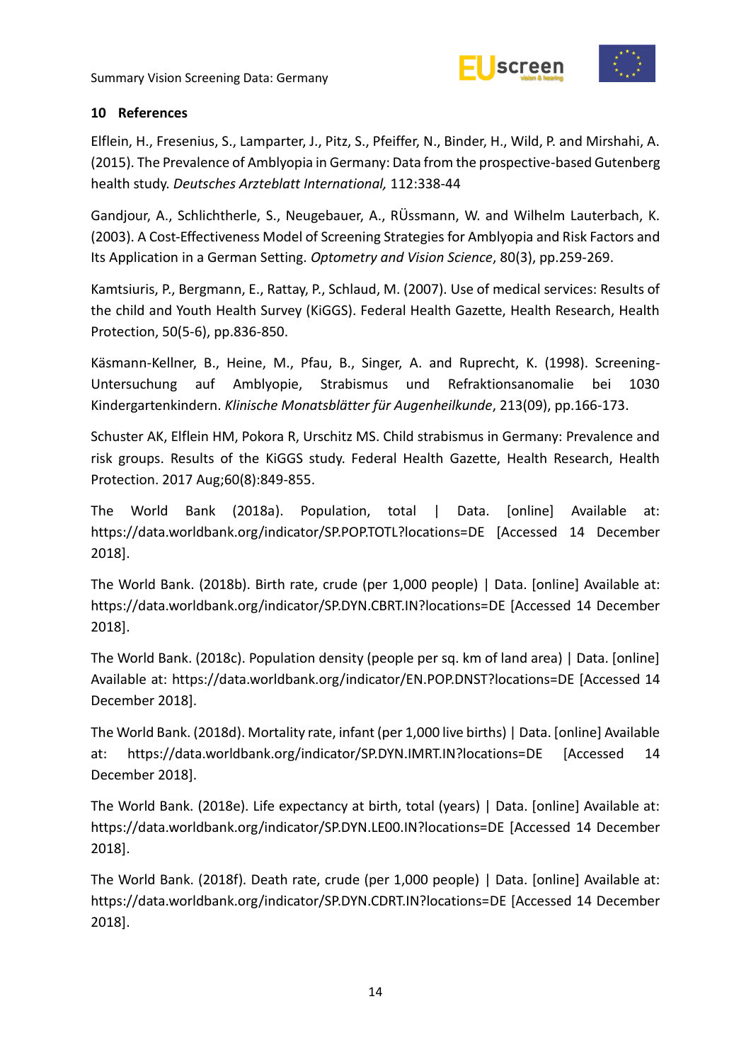## 10 References

Elflein, H., Fresenius, S., Lamparter, J., Pitz, S., Pfeiffer, N., Binder, H., Wild, P. and Mirshahi, A. (2015). The Prevalence of Amblyopia in Germany: Data from the prospective-based Gutenberg health study. *Deutsches Arzteblatt International,* 112:338-44

Gandjour, A., Schlichtherle, S., Neugebauer, A., RÜssmann, W. and Wilhelm Lauterbach, K. (2003). A Cost-Effectiveness Model of Screening Strategies for Amblyopia and Risk Factors and Its Application in a German Setting. *Optometry and Vision Science*, 80(3), pp.259-269.

Kamtsiuris, P., Bergmann, E., Rattay, P., Schlaud, M. (2007). Use of medical services: Results of the child and Youth Health Survey (KiGGS). Federal Health Gazette, Health Research, Health Protection, 50(5-6), pp.836-850.

Käsmann-Kellner, B., Heine, M., Pfau, B., Singer, A. and Ruprecht, K. (1998). Screening-Untersuchung auf Amblyopie, Strabismus und Refraktionsanomalie bei 1030 Kindergartenkindern. *Klinische Monatsblätter für Augenheilkunde*, 213(09), pp.166-173.

Schuster AK, Elflein HM, Pokora R, Urschitz MS. Child strabismus in Germany: Prevalence and risk groups. Results of the KiGGS study. Federal Health Gazette, Health Research, Health Protection. 2017 Aug;60(8):849-855.

The World Bank (2018a). Population, total | Data. [online] Available at: https://data.worldbank.org/indicator/SP.POP.TOTL?locations=DE [Accessed 14 December 2018].

The World Bank. (2018b). Birth rate, crude (per 1,000 people) | Data. [online] Available at: https://data.worldbank.org/indicator/SP.DYN.CBRT.IN?locations=DE [Accessed 14 December 2018].

The World Bank. (2018c). Population density (people per sq. km of land area) | Data. [online] Available at: https://data.worldbank.org/indicator/EN.POP.DNST?locations=DE [Accessed 14 December 2018].

The World Bank. (2018d). Mortality rate, infant (per 1,000 live births) | Data. [online] Available at: https://data.worldbank.org/indicator/SP.DYN.IMRT.IN?locations=DE [Accessed 14 December 2018].

The World Bank. (2018e). Life expectancy at birth, total (years) | Data. [online] Available at: https://data.worldbank.org/indicator/SP.DYN.LE00.IN?locations=DE [Accessed 14 December 2018].

The World Bank. (2018f). Death rate, crude (per 1,000 people) | Data. [online] Available at: https://data.worldbank.org/indicator/SP.DYN.CDRT.IN?locations=DE [Accessed 14 December 2018].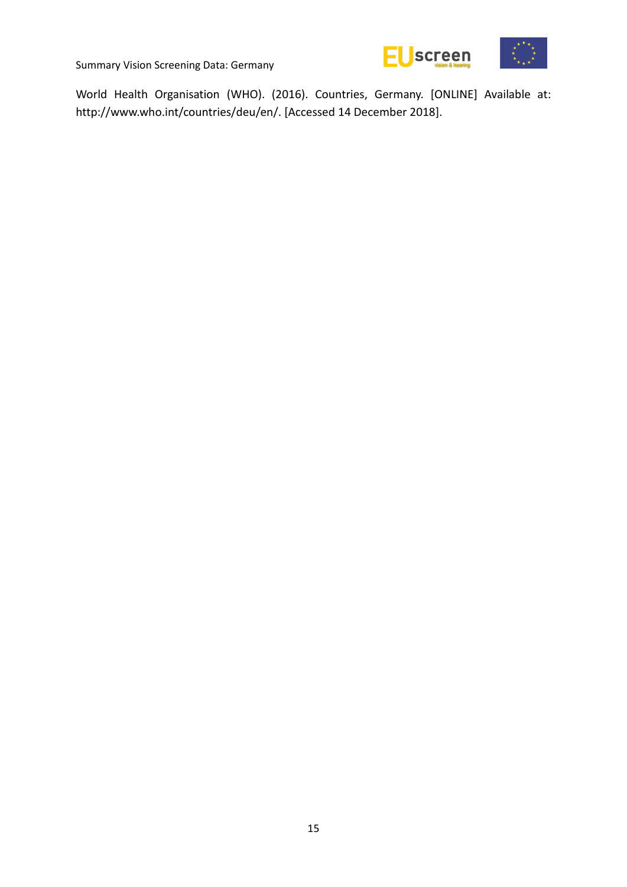World Health Organisation (WHO). (2016). Countries, Germany. [ONLINE] Available at: http://www.who.int/countries/deu/en/. [Accessed 14 December 2018].